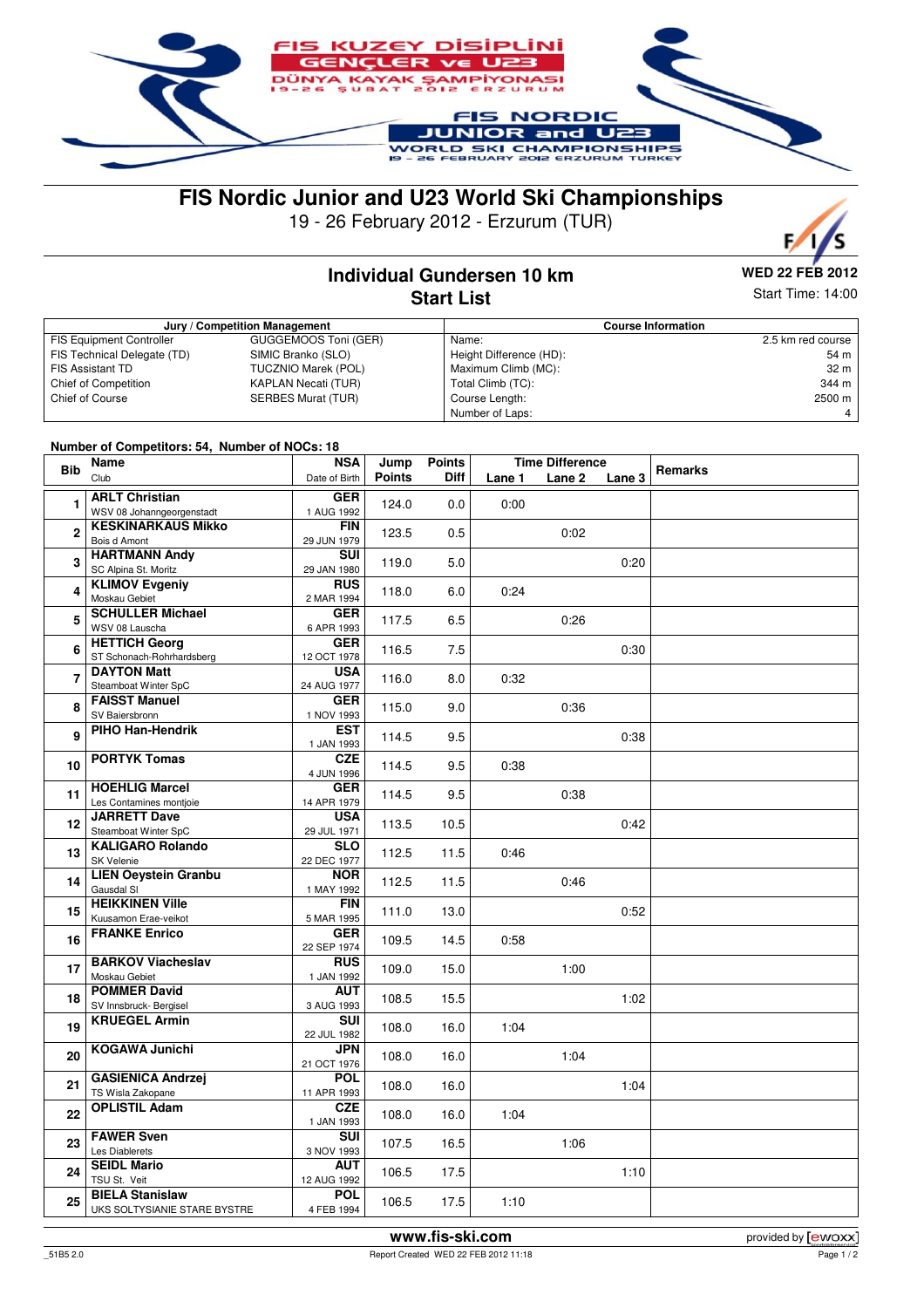# FIS Nordic Junior and U23 World Ski Championships

19 - 26 February 2012 - Erzurum (TUR)

## Individual Gundersen 10 km
## Start List

**WED 22 FEB 2012**
Start Time: 14:00

| Jury / Competition Management | |
|---|---|
| FIS Equipment Controller | GUGGEMOOS Toni (GER) |
| FIS Technical Delegate (TD) | SIMIC Branko (SLO) |
| FIS Assistant TD | TUCZNIO Marek (POL) |
| Chief of Competition | KAPLAN Necati (TUR) |
| Chief of Course | SERBES Murat (TUR) |

| Course Information | |
|---|---|
| Name: | 2.5 km red course |
| Height Difference (HD): | 54 m |
| Maximum Climb (MC): | 32 m |
| Total Climb (TC): | 344 m |
| Course Length: | 2500 m |
| Number of Laps: | 4 |

**Number of Competitors: 54, Number of NOCs: 18**

| Bib | Name / Club | NSA / Date of Birth | Jump Points | Points Diff | Lane 1 | Lane 2 | Lane 3 | Remarks |
|---|---|---|---|---|---|---|---|---|
| 1 | **ARLT Christian** WSV 08 Johanngeorgenstadt | **GER** 1 AUG 1992 | 124.0 | 0.0 | 0:00 | | | |
| 2 | **KESKINARKAUS Mikko** Bois d Amont | **FIN** 29 JUN 1979 | 123.5 | 0.5 | | 0:02 | | |
| 3 | **HARTMANN Andy** SC Alpina St. Moritz | **SUI** 29 JAN 1980 | 119.0 | 5.0 | | | 0:20 | |
| 4 | **KLIMOV Evgeniy** Moskau Gebiet | **RUS** 2 MAR 1994 | 118.0 | 6.0 | 0:24 | | | |
| 5 | **SCHULLER Michael** WSV 08 Lauscha | **GER** 6 APR 1993 | 117.5 | 6.5 | | 0:26 | | |
| 6 | **HETTICH Georg** ST Schonach-Rohrhardsberg | **GER** 12 OCT 1978 | 116.5 | 7.5 | | | 0:30 | |
| 7 | **DAYTON Matt** Steamboat Winter SpC | **USA** 24 AUG 1977 | 116.0 | 8.0 | 0:32 | | | |
| 8 | **FAISST Manuel** SV Baiersbronn | **GER** 1 NOV 1993 | 115.0 | 9.0 | | 0:36 | | |
| 9 | **PIHO Han-Hendrik** | **EST** 1 JAN 1993 | 114.5 | 9.5 | | | 0:38 | |
| 10 | **PORTYK Tomas** | **CZE** 4 JUN 1996 | 114.5 | 9.5 | 0:38 | | | |
| 11 | **HOEHLIG Marcel** Les Contamines montjoie | **GER** 14 APR 1979 | 114.5 | 9.5 | | 0:38 | | |
| 12 | **JARRETT Dave** Steamboat Winter SpC | **USA** 29 JUL 1971 | 113.5 | 10.5 | | | 0:42 | |
| 13 | **KALIGARO Rolando** SK Velenie | **SLO** 22 DEC 1977 | 112.5 | 11.5 | 0:46 | | | |
| 14 | **LIEN Oeystein Granbu** Gausdal SI | **NOR** 1 MAY 1992 | 112.5 | 11.5 | | 0:46 | | |
| 15 | **HEIKKINEN Ville** Kuusamon Erae-veikot | **FIN** 5 MAR 1995 | 111.0 | 13.0 | | | 0:52 | |
| 16 | **FRANKE Enrico** | **GER** 22 SEP 1974 | 109.5 | 14.5 | 0:58 | | | |
| 17 | **BARKOV Viacheslav** Moskau Gebiet | **RUS** 1 JAN 1992 | 109.0 | 15.0 | | 1:00 | | |
| 18 | **POMMER David** SV Innsbruck- Bergisel | **AUT** 3 AUG 1993 | 108.5 | 15.5 | | | 1:02 | |
| 19 | **KRUEGEL Armin** | **SUI** 22 JUL 1982 | 108.0 | 16.0 | 1:04 | | | |
| 20 | **KOGAWA Junichi** | **JPN** 21 OCT 1976 | 108.0 | 16.0 | | 1:04 | | |
| 21 | **GASIENICA Andrzej** TS Wisla Zakopane | **POL** 11 APR 1993 | 108.0 | 16.0 | | | 1:04 | |
| 22 | **OPLISTIL Adam** | **CZE** 1 JAN 1993 | 108.0 | 16.0 | 1:04 | | | |
| 23 | **FAWER Sven** Les Diablerets | **SUI** 3 NOV 1993 | 107.5 | 16.5 | | 1:06 | | |
| 24 | **SEIDL Mario** TSU St. Veit | **AUT** 12 AUG 1992 | 106.5 | 17.5 | | | 1:10 | |
| 25 | **BIELA Stanislaw** UKS SOLTYSIANIE STARE BYSTRE | **POL** 4 FEB 1994 | 106.5 | 17.5 | 1:10 | | | |

www.fis-ski.com

_51B5 2.0 Report Created WED 22 FEB 2012 11:18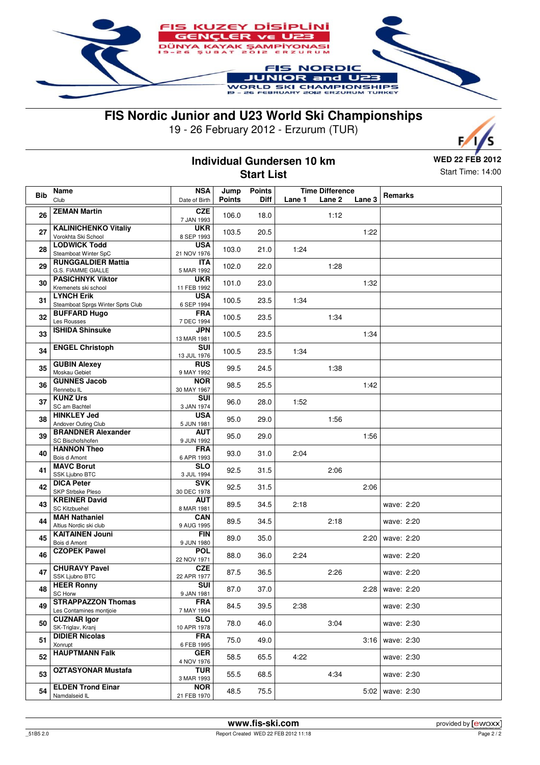# FIS Nordic Junior and U23 World Ski Championships

19 - 26 February 2012 - Erzurum (TUR)

## Individual Gundersen 10 km
## Start List

**WED 22 FEB 2012**
Start Time: 14:00

| Bib | Name<br>Club | NSA<br>Date of Birth | Jump Points | Points Diff | Time Difference Lane 1 | Lane 2 | Lane 3 | Remarks |
|---|---|---|---|---|---|---|---|---|
| 26 | **ZEMAN Martin** | **CZE**<br>7 JAN 1993 | 106.0 | 18.0 | | 1:12 | | |
| 27 | **KALINICHENKO Vitaliy**<br>Vorokhta Ski School | **UKR**<br>8 SEP 1993 | 103.5 | 20.5 | | | 1:22 | |
| 28 | **LODWICK Todd**<br>Steamboat Winter SpC | **USA**<br>21 NOV 1976 | 103.0 | 21.0 | 1:24 | | | |
| 29 | **RUNGGALDIER Mattia**<br>G.S. FIAMME GIALLE | **ITA**<br>5 MAR 1992 | 102.0 | 22.0 | | 1:28 | | |
| 30 | **PASICHNYK Viktor**<br>Kremenets ski school | **UKR**<br>11 FEB 1992 | 101.0 | 23.0 | | | 1:32 | |
| 31 | **LYNCH Erik**<br>Steamboat Sprgs Winter Sprts Club | **USA**<br>6 SEP 1994 | 100.5 | 23.5 | 1:34 | | | |
| 32 | **BUFFARD Hugo**<br>Les Rousses | **FRA**<br>7 DEC 1994 | 100.5 | 23.5 | | 1:34 | | |
| 33 | **ISHIDA Shinsuke** | **JPN**<br>13 MAR 1981 | 100.5 | 23.5 | | | 1:34 | |
| 34 | **ENGEL Christoph** | **SUI**<br>13 JUL 1976 | 100.5 | 23.5 | 1:34 | | | |
| 35 | **GUBIN Alexey**<br>Moskau Gebiet | **RUS**<br>9 MAY 1992 | 99.5 | 24.5 | | 1:38 | | |
| 36 | **GUNNES Jacob**<br>Rennebu IL | **NOR**<br>30 MAY 1967 | 98.5 | 25.5 | | | 1:42 | |
| 37 | **KUNZ Urs**<br>SC am Bachtel | **SUI**<br>3 JAN 1974 | 96.0 | 28.0 | 1:52 | | | |
| 38 | **HINKLEY Jed**<br>Andover Outing Club | **USA**<br>5 JUN 1981 | 95.0 | 29.0 | | 1:56 | | |
| 39 | **BRANDNER Alexander**<br>SC Bischofshofen | **AUT**<br>9 JUN 1992 | 95.0 | 29.0 | | | 1:56 | |
| 40 | **HANNON Theo**<br>Bois d Amont | **FRA**<br>6 APR 1993 | 93.0 | 31.0 | 2:04 | | | |
| 41 | **MAVC Borut**<br>SSK Ljubno BTC | **SLO**<br>3 JUL 1994 | 92.5 | 31.5 | | 2:06 | | |
| 42 | **DICA Peter**<br>SKP Strbske Pleso | **SVK**<br>30 DEC 1978 | 92.5 | 31.5 | | | 2:06 | |
| 43 | **KREINER David**<br>SC Kitzbuehel | **AUT**<br>8 MAR 1981 | 89.5 | 34.5 | 2:18 | | | wave: 2:20 |
| 44 | **MAH Nathaniel**<br>Altius Nordic ski club | **CAN**<br>9 AUG 1995 | 89.5 | 34.5 | | 2:18 | | wave: 2:20 |
| 45 | **KAITAINEN Jouni**<br>Bois d Amont | **FIN**<br>9 JUN 1980 | 89.0 | 35.0 | | | 2:20 | wave: 2:20 |
| 46 | **CZOPEK Pawel** | **POL**<br>22 NOV 1971 | 88.0 | 36.0 | 2:24 | | | wave: 2:20 |
| 47 | **CHURAVY Pavel**<br>SSK Ljubno BTC | **CZE**<br>22 APR 1977 | 87.5 | 36.5 | | 2:26 | | wave: 2:20 |
| 48 | **HEER Ronny**<br>SC Horw | **SUI**<br>9 JAN 1981 | 87.0 | 37.0 | | | 2:28 | wave: 2:20 |
| 49 | **STRAPPAZZON Thomas**<br>Les Contamines montjoie | **FRA**<br>7 MAY 1994 | 84.5 | 39.5 | 2:38 | | | wave: 2:30 |
| 50 | **CUZNAR Igor**<br>SK-Triglav, Kranj | **SLO**<br>10 APR 1978 | 78.0 | 46.0 | | 3:04 | | wave: 2:30 |
| 51 | **DIDIER Nicolas**<br>Xonrupt | **FRA**<br>6 FEB 1995 | 75.0 | 49.0 | | | 3:16 | wave: 2:30 |
| 52 | **HAUPTMANN Falk** | **GER**<br>4 NOV 1976 | 58.5 | 65.5 | 4:22 | | | wave: 2:30 |
| 53 | **OZTASYONAR Mustafa** | **TUR**<br>3 MAR 1993 | 55.5 | 68.5 | | 4:34 | | wave: 2:30 |
| 54 | **ELDEN Trond Einar**<br>Namdalseid IL | **NOR**<br>21 FEB 1970 | 48.5 | 75.5 | | | 5:02 | wave: 2:30 |

www.fis-ski.com

_51B5 2.0 Report Created WED 22 FEB 2012 11:18

provided by ewoxx